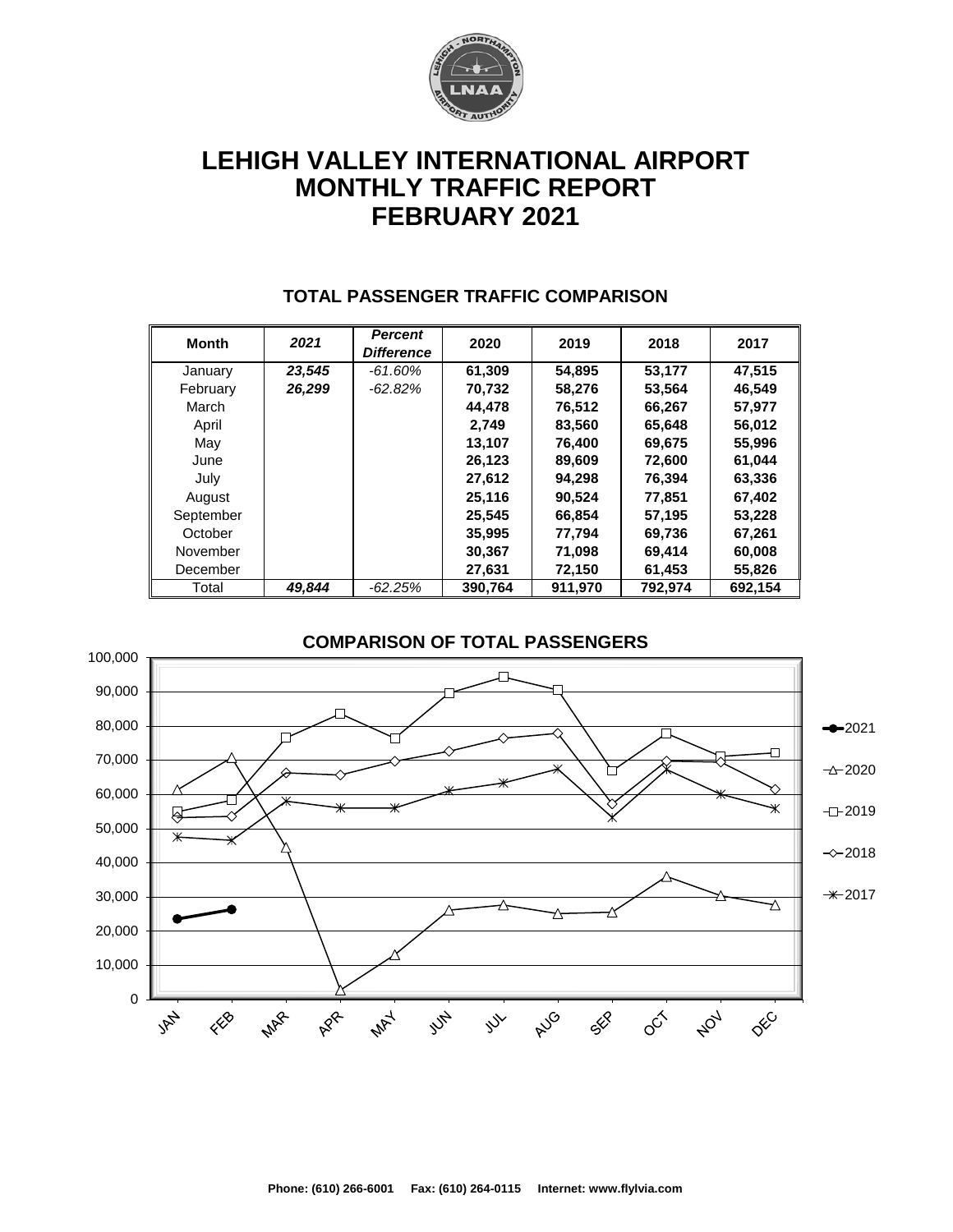# LEHIGH VALLEY INTERNATIONAL AIRPORT
# MONTHLY TRAFFIC REPORT
# FEBRUARY 2021

## TOTAL PASSENGER TRAFFIC COMPARISON

| Month | *2021* | *Percent Difference* | 2020 | 2019 | 2018 | 2017 |
|---|---|---|---|---|---|---|
| January | ***23,545*** | *-61.60%* | **61,309** | **54,895** | **53,177** | **47,515** |
| February | ***26,299*** | *-62.82%* | **70,732** | **58,276** | **53,564** | **46,549** |
| March | | | **44,478** | **76,512** | **66,267** | **57,977** |
| April | | | **2,749** | **83,560** | **65,648** | **56,012** |
| May | | | **13,107** | **76,400** | **69,675** | **55,996** |
| June | | | **26,123** | **89,609** | **72,600** | **61,044** |
| July | | | **27,612** | **94,298** | **76,394** | **63,336** |
| August | | | **25,116** | **90,524** | **77,851** | **67,402** |
| September | | | **25,545** | **66,854** | **57,195** | **53,228** |
| October | | | **35,995** | **77,794** | **69,736** | **67,261** |
| November | | | **30,367** | **71,098** | **69,414** | **60,008** |
| December | | | **27,631** | **72,150** | **61,453** | **55,826** |
| Total | ***49,844*** | *-62.25%* | **390,764** | **911,970** | **792,974** | **692,154** |

## COMPARISON OF TOTAL PASSENGERS

Phone: (610) 266-6001 Fax: (610) 264-0115 Internet: www.flylvia.com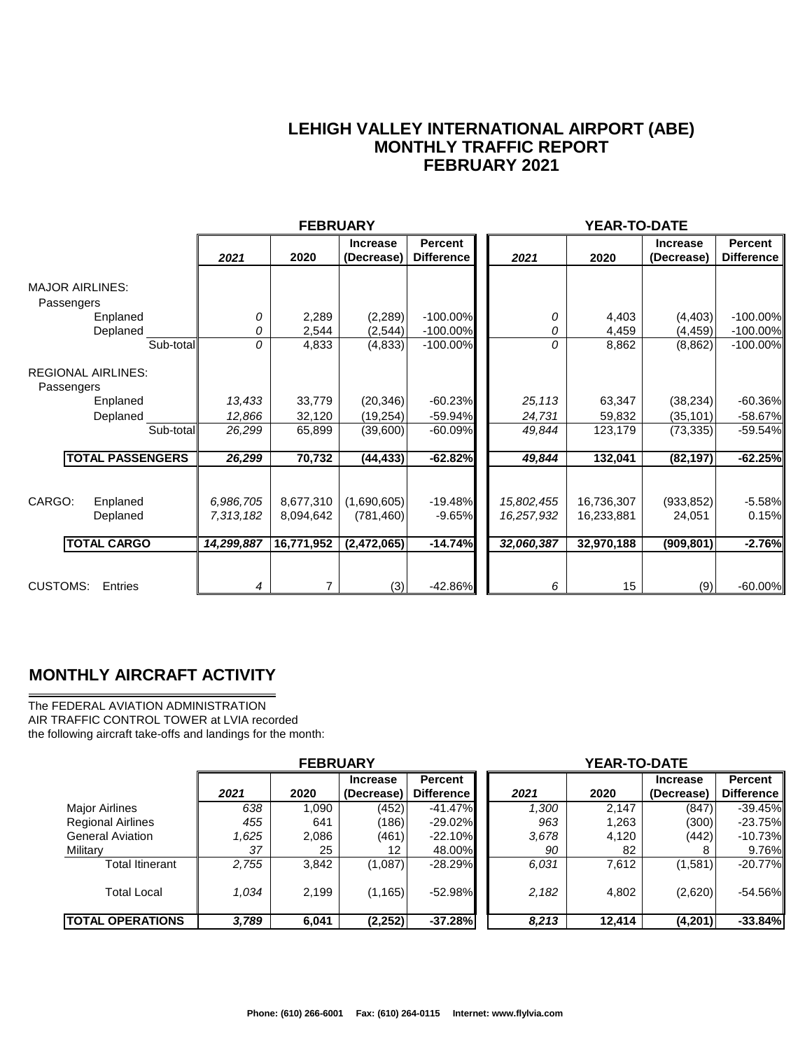# LEHIGH VALLEY INTERNATIONAL AIRPORT (ABE)
## MONTHLY TRAFFIC REPORT
## FEBRUARY 2021

| | FEBRUARY | | | | YEAR-TO-DATE | | | |
|---|---|---|---|---|---|---|---|---|
| | *2021* | 2020 | Increase (Decrease) | Percent Difference | *2021* | 2020 | Increase (Decrease) | Percent Difference |
| **MAJOR AIRLINES:** | | | | | | | | |
| Passengers | | | | | | | | |
| Enplaned | *0* | 2,289 | (2,289) | -100.00% | *0* | 4,403 | (4,403) | -100.00% |
| Deplaned | *0* | 2,544 | (2,544) | -100.00% | *0* | 4,459 | (4,459) | -100.00% |
| Sub-total | *0* | 4,833 | (4,833) | -100.00% | *0* | 8,862 | (8,862) | -100.00% |
| **REGIONAL AIRLINES:** | | | | | | | | |
| Passengers | | | | | | | | |
| Enplaned | *13,433* | 33,779 | (20,346) | -60.23% | *25,113* | 63,347 | (38,234) | -60.36% |
| Deplaned | *12,866* | 32,120 | (19,254) | -59.94% | *24,731* | 59,832 | (35,101) | -58.67% |
| Sub-total | *26,299* | 65,899 | (39,600) | -60.09% | *49,844* | 123,179 | (73,335) | -59.54% |
| **TOTAL PASSENGERS** | ***26,299*** | **70,732** | **(44,433)** | **-62.82%** | ***49,844*** | **132,041** | **(82,197)** | **-62.25%** |
| CARGO: Enplaned | *6,986,705* | 8,677,310 | (1,690,605) | -19.48% | *15,802,455* | 16,736,307 | (933,852) | -5.58% |
| Deplaned | *7,313,182* | 8,094,642 | (781,460) | -9.65% | *16,257,932* | 16,233,881 | 24,051 | 0.15% |
| **TOTAL CARGO** | ***14,299,887*** | **16,771,952** | **(2,472,065)** | **-14.74%** | ***32,060,387*** | **32,970,188** | **(909,801)** | **-2.76%** |
| CUSTOMS: Entries | *4* | 7 | (3) | -42.86% | *6* | 15 | (9) | -60.00% |

## MONTHLY AIRCRAFT ACTIVITY

The FEDERAL AVIATION ADMINISTRATION
AIR TRAFFIC CONTROL TOWER at LVIA recorded
the following aircraft take-offs and landings for the month:

| | FEBRUARY | | | | YEAR-TO-DATE | | | |
|---|---|---|---|---|---|---|---|---|
| | *2021* | 2020 | Increase (Decrease) | Percent Difference | *2021* | 2020 | Increase (Decrease) | Percent Difference |
| Major Airlines | *638* | 1,090 | (452) | -41.47% | *1,300* | 2,147 | (847) | -39.45% |
| Regional Airlines | *455* | 641 | (186) | -29.02% | *963* | 1,263 | (300) | -23.75% |
| General Aviation | *1,625* | 2,086 | (461) | -22.10% | *3,678* | 4,120 | (442) | -10.73% |
| Military | *37* | 25 | 12 | 48.00% | *90* | 82 | 8 | 9.76% |
| Total Itinerant | *2,755* | 3,842 | (1,087) | -28.29% | *6,031* | 7,612 | (1,581) | -20.77% |
| Total Local | *1,034* | 2,199 | (1,165) | -52.98% | *2,182* | 4,802 | (2,620) | -54.56% |
| **TOTAL OPERATIONS** | ***3,789*** | **6,041** | **(2,252)** | **-37.28%** | ***8,213*** | **12,414** | **(4,201)** | **-33.84%** |

**Phone: (610) 266-6001 Fax: (610) 264-0115 Internet: www.flylvia.com**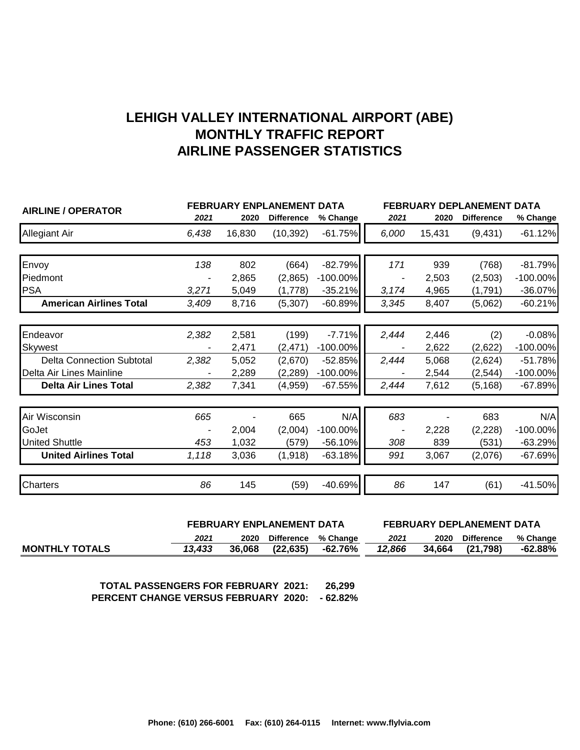# LEHIGH VALLEY INTERNATIONAL AIRPORT (ABE)
# MONTHLY TRAFFIC REPORT
# AIRLINE PASSENGER STATISTICS

| AIRLINE / OPERATOR | FEBRUARY ENPLANEMENT DATA | | | | FEBRUARY DEPLANEMENT DATA | | | |
|---|---|---|---|---|---|---|---|---|
| | *2021* | 2020 | Difference | % Change | *2021* | 2020 | Difference | % Change |
| Allegiant Air | *6,438* | 16,830 | (10,392) | -61.75% | *6,000* | 15,431 | (9,431) | -61.12% |
| Envoy | *138* | 802 | (664) | -82.79% | *171* | 939 | (768) | -81.79% |
| Piedmont | - | 2,865 | (2,865) | -100.00% | - | 2,503 | (2,503) | -100.00% |
| PSA | *3,271* | 5,049 | (1,778) | -35.21% | *3,174* | 4,965 | (1,791) | -36.07% |
| **American Airlines Total** | *3,409* | 8,716 | (5,307) | -60.89% | *3,345* | 8,407 | (5,062) | -60.21% |
| Endeavor | *2,382* | 2,581 | (199) | -7.71% | *2,444* | 2,446 | (2) | -0.08% |
| Skywest | - | 2,471 | (2,471) | -100.00% | - | 2,622 | (2,622) | -100.00% |
| Delta Connection Subtotal | *2,382* | 5,052 | (2,670) | -52.85% | *2,444* | 5,068 | (2,624) | -51.78% |
| Delta Air Lines Mainline | - | 2,289 | (2,289) | -100.00% | - | 2,544 | (2,544) | -100.00% |
| **Delta Air Lines Total** | *2,382* | 7,341 | (4,959) | -67.55% | *2,444* | 7,612 | (5,168) | -67.89% |
| Air Wisconsin | *665* | - | 665 | N/A | *683* | - | 683 | N/A |
| GoJet | - | 2,004 | (2,004) | -100.00% | - | 2,228 | (2,228) | -100.00% |
| United Shuttle | *453* | 1,032 | (579) | -56.10% | *308* | 839 | (531) | -63.29% |
| **United Airlines Total** | *1,118* | 3,036 | (1,918) | -63.18% | *991* | 3,067 | (2,076) | -67.69% |
| Charters | *86* | 145 | (59) | -40.69% | *86* | 147 | (61) | -41.50% |

| | FEBRUARY ENPLANEMENT DATA | | | | FEBRUARY DEPLANEMENT DATA | | | |
|---|---|---|---|---|---|---|---|---|
| | *2021* | 2020 | Difference | % Change | *2021* | 2020 | Difference | % Change |
| **MONTHLY TOTALS** | ***13,433*** | **36,068** | **(22,635)** | **-62.76%** | ***12,866*** | **34,664** | **(21,798)** | **-62.88%** |

**TOTAL PASSENGERS FOR FEBRUARY 2021: 26,299**

**PERCENT CHANGE VERSUS FEBRUARY 2020: - 62.82%**

**Phone: (610) 266-6001 Fax: (610) 264-0115 Internet: www.flylvia.com**